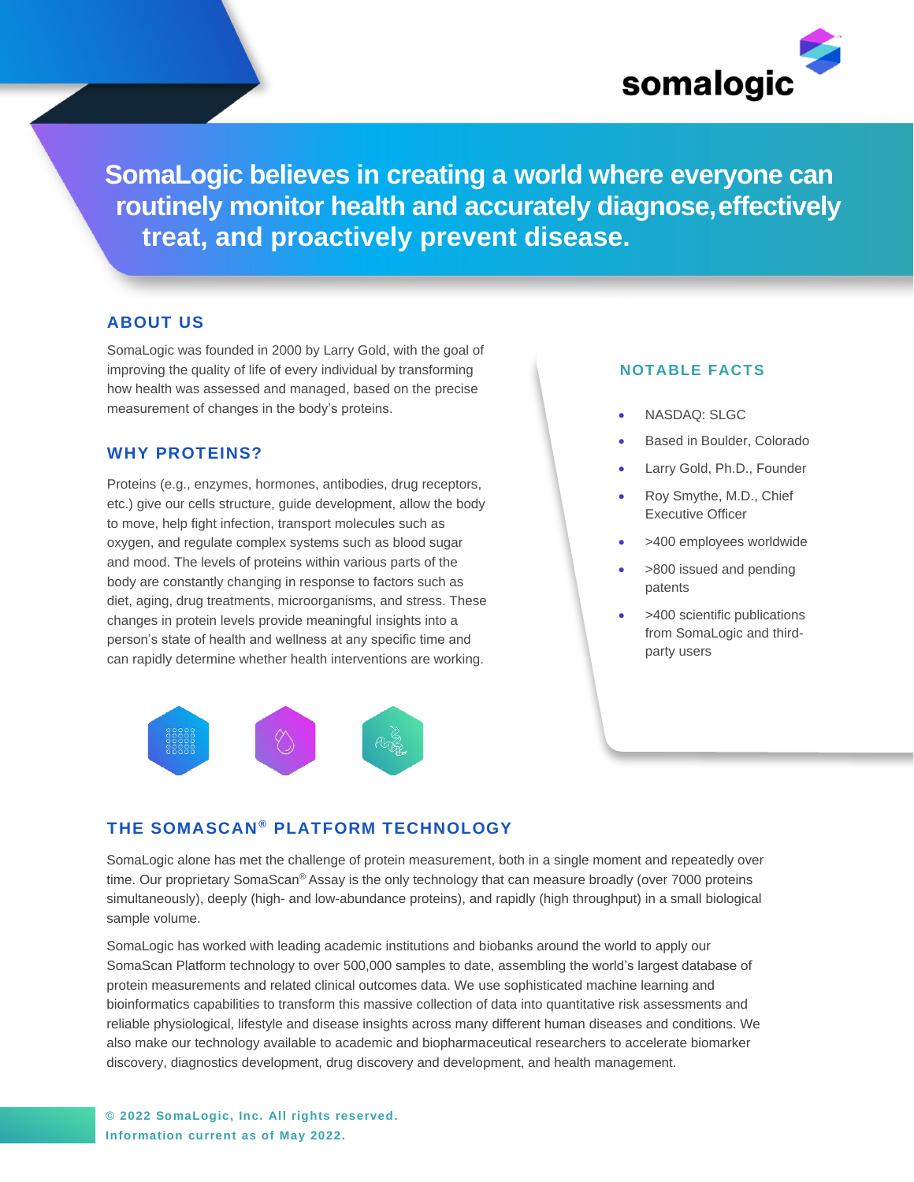somalogic

# SomaLogic believes in creating a world where everyone can routinely monitor health and accurately diagnose, effectively treat, and proactively prevent disease.

## ABOUT US

SomaLogic was founded in 2000 by Larry Gold, with the goal of improving the quality of life of every individual by transforming how health was assessed and managed, based on the precise measurement of changes in the body's proteins.

## WHY PROTEINS?

Proteins (e.g., enzymes, hormones, antibodies, drug receptors, etc.) give our cells structure, guide development, allow the body to move, help fight infection, transport molecules such as oxygen, and regulate complex systems such as blood sugar and mood. The levels of proteins within various parts of the body are constantly changing in response to factors such as diet, aging, drug treatments, microorganisms, and stress. These changes in protein levels provide meaningful insights into a person's state of health and wellness at any specific time and can rapidly determine whether health interventions are working.

## NOTABLE FACTS

- NASDAQ: SLGC
- Based in Boulder, Colorado
- Larry Gold, Ph.D., Founder
- Roy Smythe, M.D., Chief Executive Officer
- >400 employees worldwide
- >800 issued and pending patents
- >400 scientific publications from SomaLogic and third-party users

## THE SOMASCAN® PLATFORM TECHNOLOGY

SomaLogic alone has met the challenge of protein measurement, both in a single moment and repeatedly over time. Our proprietary SomaScan® Assay is the only technology that can measure broadly (over 7000 proteins simultaneously), deeply (high- and low-abundance proteins), and rapidly (high throughput) in a small biological sample volume.

SomaLogic has worked with leading academic institutions and biobanks around the world to apply our SomaScan Platform technology to over 500,000 samples to date, assembling the world's largest database of protein measurements and related clinical outcomes data. We use sophisticated machine learning and bioinformatics capabilities to transform this massive collection of data into quantitative risk assessments and reliable physiological, lifestyle and disease insights across many different human diseases and conditions. We also make our technology available to academic and biopharmaceutical researchers to accelerate biomarker discovery, diagnostics development, drug discovery and development, and health management.

**© 2022 SomaLogic, Inc. All rights reserved.**
**Information current as of May 2022.**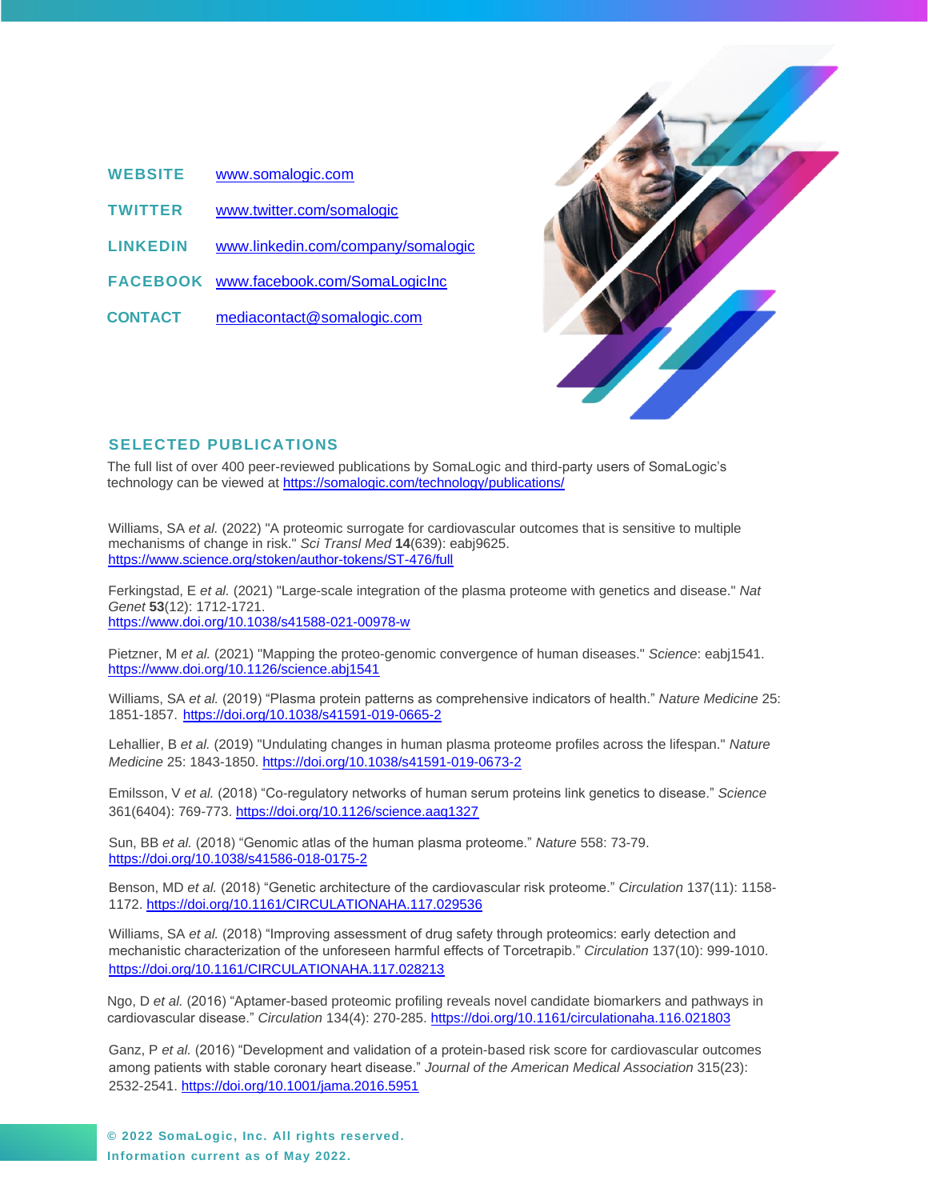**WEBSITE** www.somalogic.com

**TWITTER** www.twitter.com/somalogic

**LINKEDIN** www.linkedin.com/company/somalogic

**FACEBOOK** www.facebook.com/SomaLogicInc

**CONTACT** mediacontact@somalogic.com

## SELECTED PUBLICATIONS

The full list of over 400 peer-reviewed publications by SomaLogic and third-party users of SomaLogic's technology can be viewed at https://somalogic.com/technology/publications/

Williams, SA *et al.* (2022) "A proteomic surrogate for cardiovascular outcomes that is sensitive to multiple mechanisms of change in risk." *Sci Transl Med* **14**(639): eabj9625. https://www.science.org/stoken/author-tokens/ST-476/full

Ferkingstad, E *et al.* (2021) "Large-scale integration of the plasma proteome with genetics and disease." *Nat Genet* **53**(12): 1712-1721. https://www.doi.org/10.1038/s41588-021-00978-w

Pietzner, M *et al.* (2021) "Mapping the proteo-genomic convergence of human diseases." *Science*: eabj1541. https://www.doi.org/10.1126/science.abj1541

Williams, SA *et al.* (2019) "Plasma protein patterns as comprehensive indicators of health." *Nature Medicine* 25: 1851-1857. https://doi.org/10.1038/s41591-019-0665-2

Lehallier, B *et al.* (2019) "Undulating changes in human plasma proteome profiles across the lifespan." *Nature Medicine* 25: 1843-1850. https://doi.org/10.1038/s41591-019-0673-2

Emilsson, V *et al.* (2018) "Co-regulatory networks of human serum proteins link genetics to disease." *Science* 361(6404): 769-773. https://doi.org/10.1126/science.aaq1327

Sun, BB *et al.* (2018) "Genomic atlas of the human plasma proteome." *Nature* 558: 73-79. https://doi.org/10.1038/s41586-018-0175-2

Benson, MD *et al.* (2018) "Genetic architecture of the cardiovascular risk proteome." *Circulation* 137(11): 1158-1172. https://doi.org/10.1161/CIRCULATIONAHA.117.029536

Williams, SA *et al.* (2018) "Improving assessment of drug safety through proteomics: early detection and mechanistic characterization of the unforeseen harmful effects of Torcetrapib." *Circulation* 137(10): 999-1010. https://doi.org/10.1161/CIRCULATIONAHA.117.028213

Ngo, D *et al.* (2016) "Aptamer-based proteomic profiling reveals novel candidate biomarkers and pathways in cardiovascular disease." *Circulation* 134(4): 270-285. https://doi.org/10.1161/circulationaha.116.021803

Ganz, P *et al.* (2016) "Development and validation of a protein-based risk score for cardiovascular outcomes among patients with stable coronary heart disease." *Journal of the American Medical Association* 315(23): 2532-2541. https://doi.org/10.1001/jama.2016.5951

**© 2022 SomaLogic, Inc. All rights reserved.**
**Information current as of May 2022.**